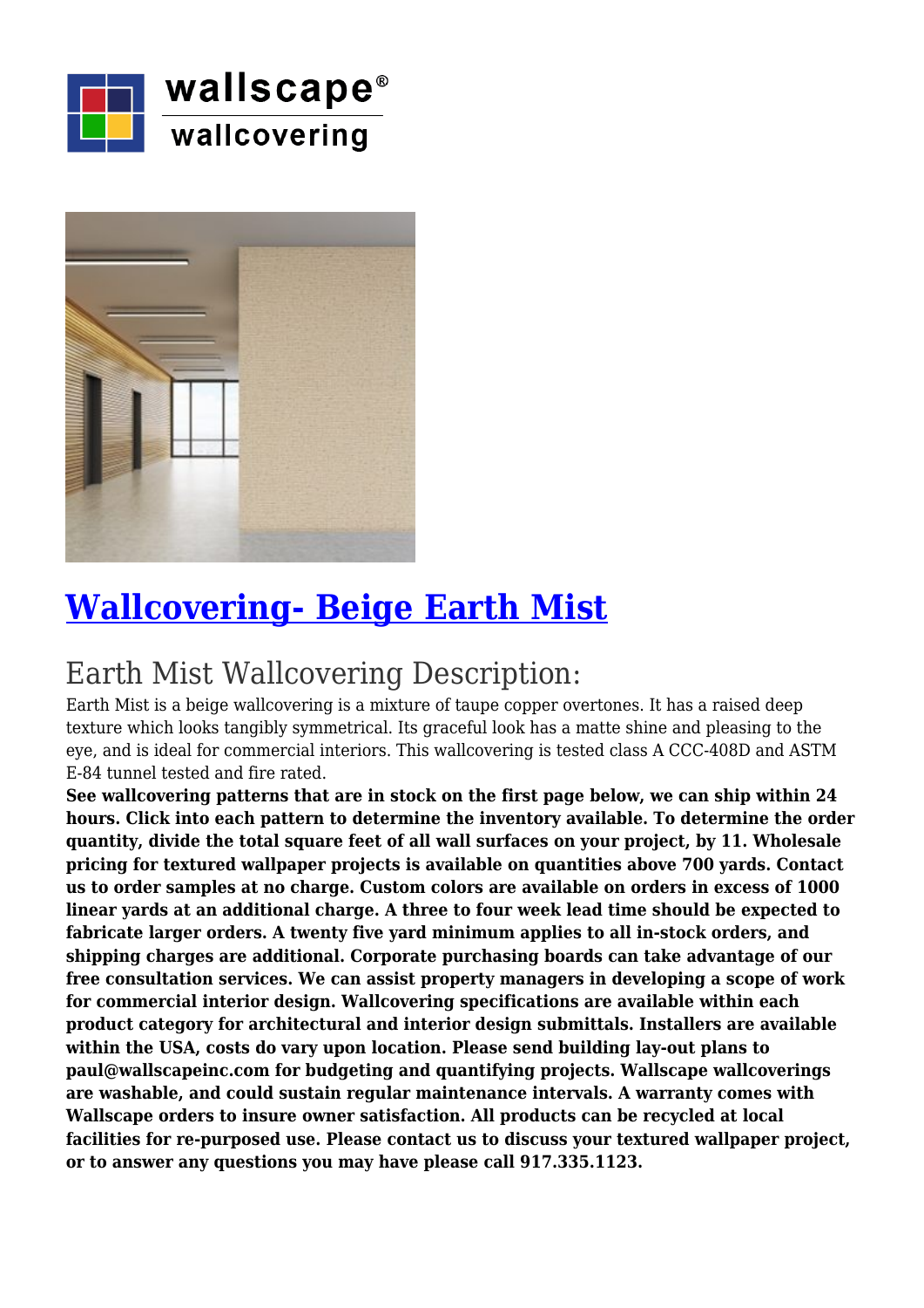wallscape®

wallcovering

# [Wallcovering- Beige Earth Mist]

## Earth Mist Wallcovering Description:

Earth Mist is a beige wallcovering is a mixture of taupe copper overtones. It has a raised deep texture which looks tangibly symmetrical. Its graceful look has a matte shine and pleasing to the eye, and is ideal for commercial interiors. This wallcovering is tested class A CCC-408D and ASTM E-84 tunnel tested and fire rated.

**See wallcovering patterns that are in stock on the first page below, we can ship within 24 hours. Click into each pattern to determine the inventory available. To determine the order quantity, divide the total square feet of all wall surfaces on your project, by 11. Wholesale pricing for textured wallpaper projects is available on quantities above 700 yards. Contact us to order samples at no charge. Custom colors are available on orders in excess of 1000 linear yards at an additional charge. A three to four week lead time should be expected to fabricate larger orders. A twenty five yard minimum applies to all in-stock orders, and shipping charges are additional. Corporate purchasing boards can take advantage of our free consultation services. We can assist property managers in developing a scope of work for commercial interior design. Wallcovering specifications are available within each product category for architectural and interior design submittals. Installers are available within the USA, costs do vary upon location. Please send building lay-out plans to paul@wallscapeinc.com for budgeting and quantifying projects. Wallscape wallcoverings are washable, and could sustain regular maintenance intervals. A warranty comes with Wallscape orders to insure owner satisfaction. All products can be recycled at local facilities for re-purposed use. Please contact us to discuss your textured wallpaper project, or to answer any questions you may have please call 917.335.1123.**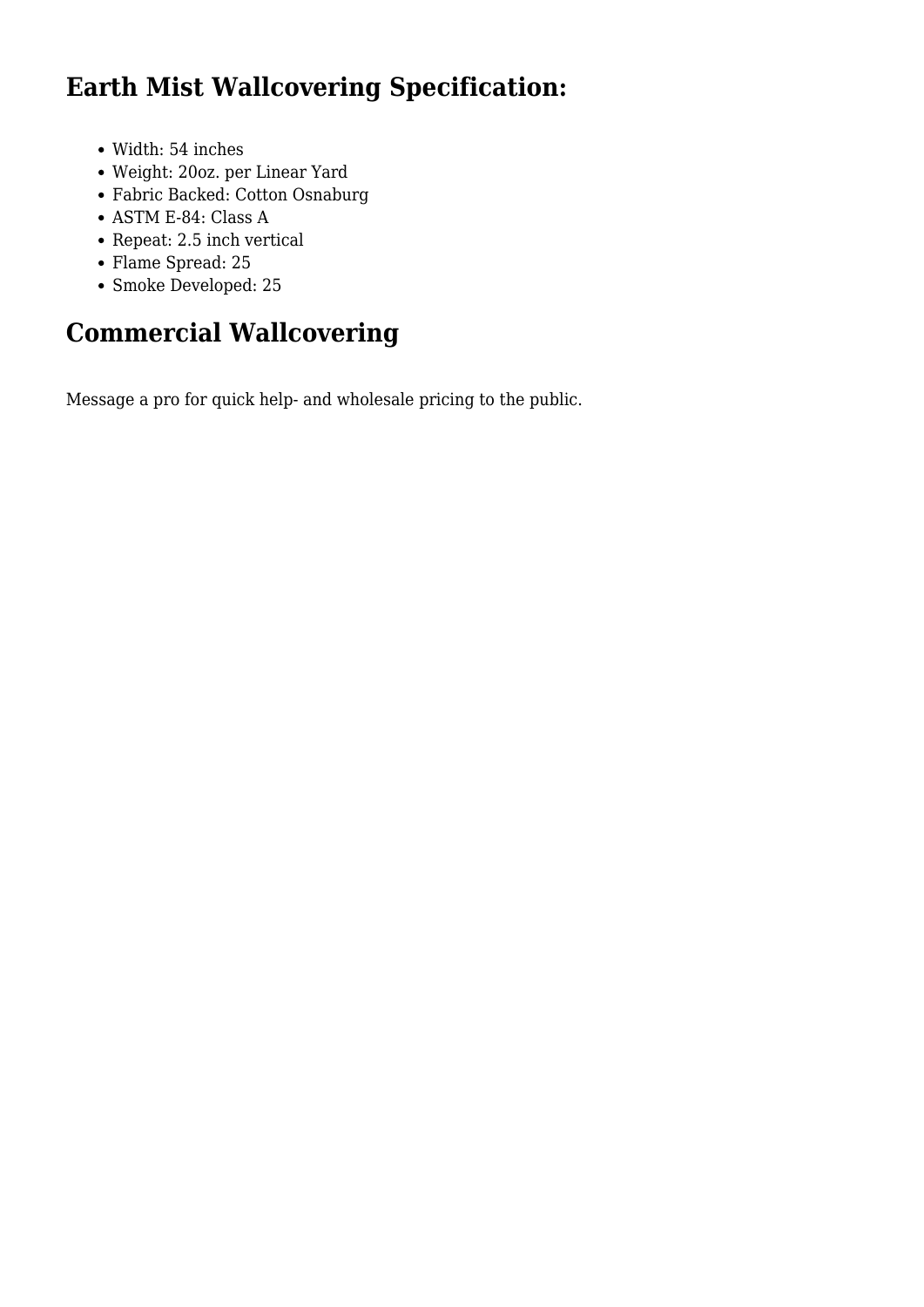## Earth Mist Wallcovering Specification:

- Width: 54 inches
- Weight: 20oz. per Linear Yard
- Fabric Backed: Cotton Osnaburg
- ASTM E-84: Class A
- Repeat: 2.5 inch vertical
- Flame Spread: 25
- Smoke Developed: 25

## Commercial Wallcovering

Message a pro for quick help- and wholesale pricing to the public.